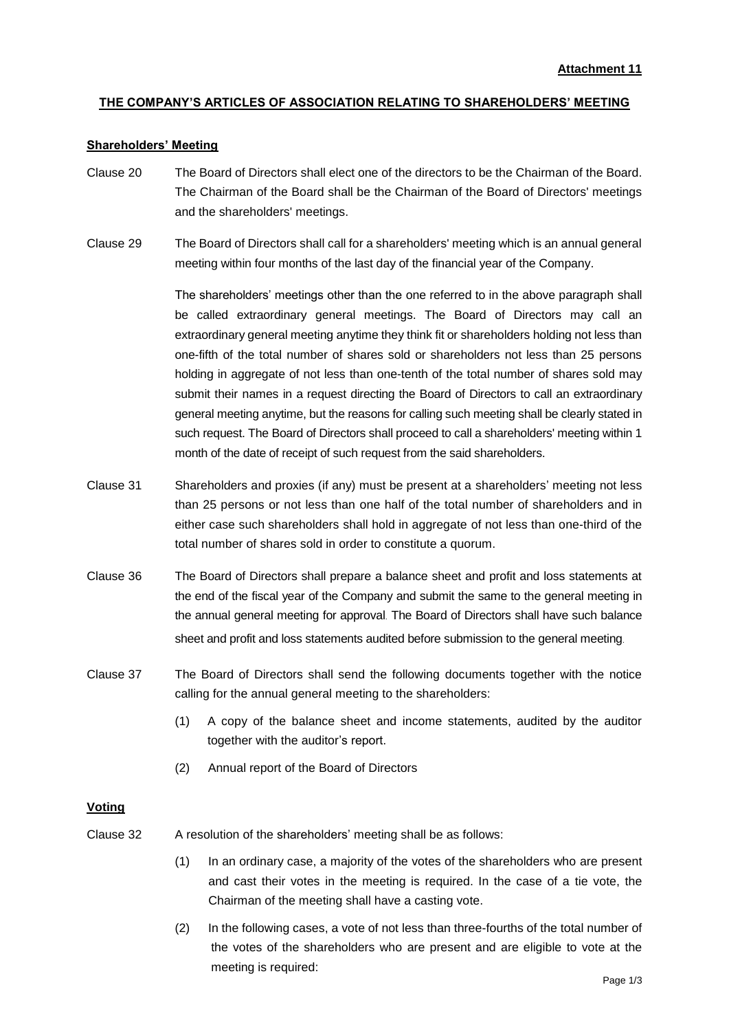**Attachment 11**

## THE COMPANY'S ARTICLES OF ASSOCIATION RELATING TO SHAREHOLDERS' MEETING

### Shareholders' Meeting

Clause 20 The Board of Directors shall elect one of the directors to be the Chairman of the Board. The Chairman of the Board shall be the Chairman of the Board of Directors' meetings and the shareholders' meetings.

Clause 29 The Board of Directors shall call for a shareholders' meeting which is an annual general meeting within four months of the last day of the financial year of the Company.

The shareholders' meetings other than the one referred to in the above paragraph shall be called extraordinary general meetings. The Board of Directors may call an extraordinary general meeting anytime they think fit or shareholders holding not less than one-fifth of the total number of shares sold or shareholders not less than 25 persons holding in aggregate of not less than one-tenth of the total number of shares sold may submit their names in a request directing the Board of Directors to call an extraordinary general meeting anytime, but the reasons for calling such meeting shall be clearly stated in such request. The Board of Directors shall proceed to call a shareholders' meeting within 1 month of the date of receipt of such request from the said shareholders.

Clause 31 Shareholders and proxies (if any) must be present at a shareholders' meeting not less than 25 persons or not less than one half of the total number of shareholders and in either case such shareholders shall hold in aggregate of not less than one-third of the total number of shares sold in order to constitute a quorum.

Clause 36 The Board of Directors shall prepare a balance sheet and profit and loss statements at the end of the fiscal year of the Company and submit the same to the general meeting in the annual general meeting for approval. The Board of Directors shall have such balance sheet and profit and loss statements audited before submission to the general meeting.

Clause 37 The Board of Directors shall send the following documents together with the notice calling for the annual general meeting to the shareholders:

(1) A copy of the balance sheet and income statements, audited by the auditor together with the auditor's report.

(2) Annual report of the Board of Directors

### Voting

Clause 32 A resolution of the shareholders' meeting shall be as follows:

(1) In an ordinary case, a majority of the votes of the shareholders who are present and cast their votes in the meeting is required. In the case of a tie vote, the Chairman of the meeting shall have a casting vote.

(2) In the following cases, a vote of not less than three-fourths of the total number of the votes of the shareholders who are present and are eligible to vote at the meeting is required: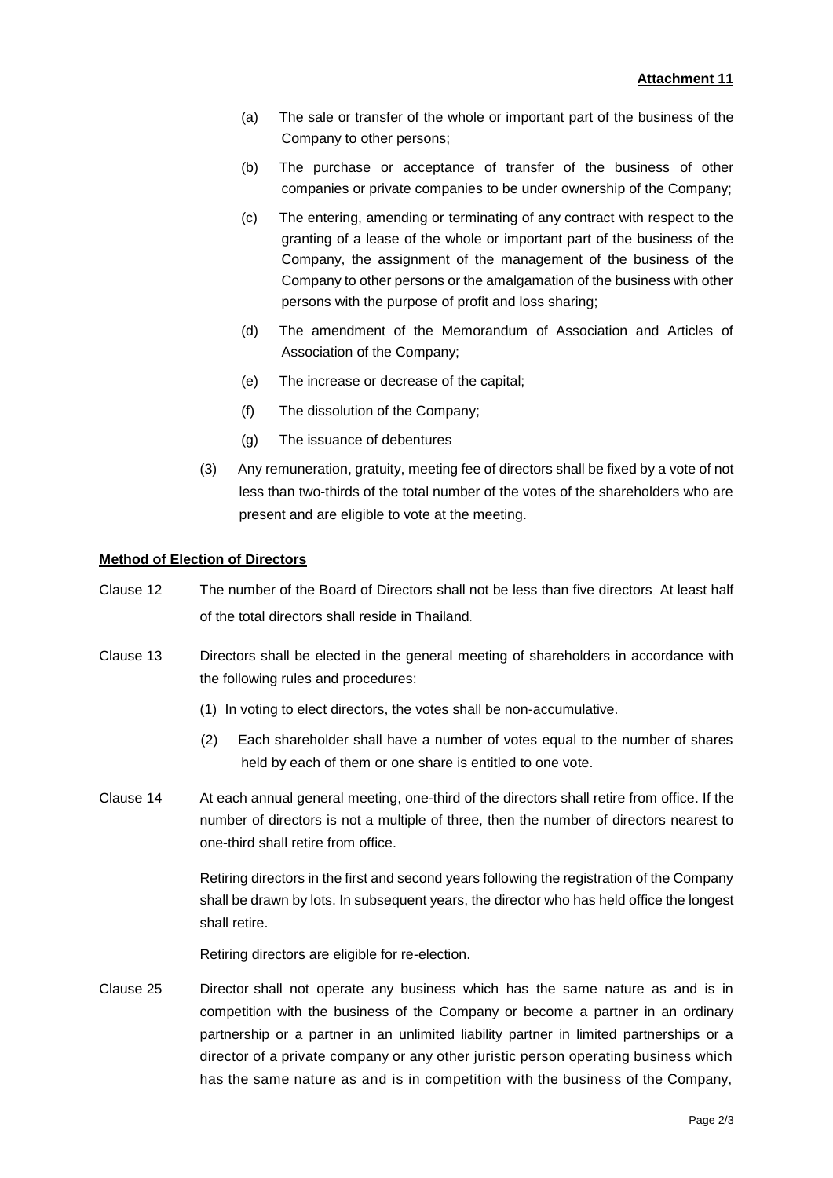**Attachment 11**

(a) The sale or transfer of the whole or important part of the business of the Company to other persons;

(b) The purchase or acceptance of transfer of the business of other companies or private companies to be under ownership of the Company;

(c) The entering, amending or terminating of any contract with respect to the granting of a lease of the whole or important part of the business of the Company, the assignment of the management of the business of the Company to other persons or the amalgamation of the business with other persons with the purpose of profit and loss sharing;

(d) The amendment of the Memorandum of Association and Articles of Association of the Company;

(e) The increase or decrease of the capital;

(f) The dissolution of the Company;

(g) The issuance of debentures

(3) Any remuneration, gratuity, meeting fee of directors shall be fixed by a vote of not less than two-thirds of the total number of the votes of the shareholders who are present and are eligible to vote at the meeting.

**Method of Election of Directors**

Clause 12 The number of the Board of Directors shall not be less than five directors. At least half of the total directors shall reside in Thailand.

Clause 13 Directors shall be elected in the general meeting of shareholders in accordance with the following rules and procedures:

(1) In voting to elect directors, the votes shall be non-accumulative.

(2) Each shareholder shall have a number of votes equal to the number of shares held by each of them or one share is entitled to one vote.

Clause 14 At each annual general meeting, one-third of the directors shall retire from office. If the number of directors is not a multiple of three, then the number of directors nearest to one-third shall retire from office.

Retiring directors in the first and second years following the registration of the Company shall be drawn by lots. In subsequent years, the director who has held office the longest shall retire.

Retiring directors are eligible for re-election.

Clause 25 Director shall not operate any business which has the same nature as and is in competition with the business of the Company or become a partner in an ordinary partnership or a partner in an unlimited liability partner in limited partnerships or a director of a private company or any other juristic person operating business which has the same nature as and is in competition with the business of the Company,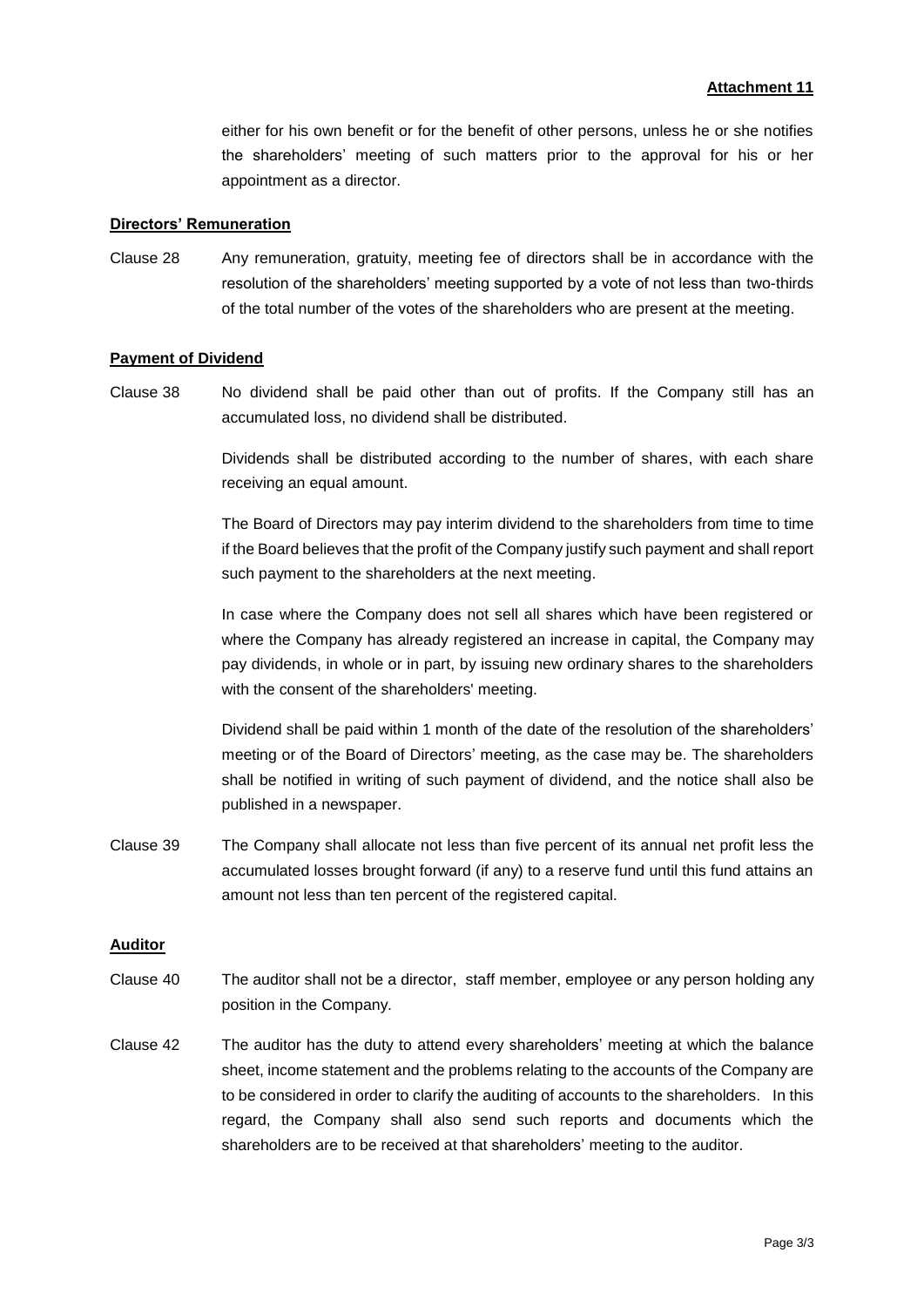**Attachment 11**

either for his own benefit or for the benefit of other persons, unless he or she notifies the shareholders' meeting of such matters prior to the approval for his or her appointment as a director.

**Directors' Remuneration**

Clause 28 Any remuneration, gratuity, meeting fee of directors shall be in accordance with the resolution of the shareholders' meeting supported by a vote of not less than two-thirds of the total number of the votes of the shareholders who are present at the meeting.

**Payment of Dividend**

Clause 38 No dividend shall be paid other than out of profits. If the Company still has an accumulated loss, no dividend shall be distributed.

Dividends shall be distributed according to the number of shares, with each share receiving an equal amount.

The Board of Directors may pay interim dividend to the shareholders from time to time if the Board believes that the profit of the Company justify such payment and shall report such payment to the shareholders at the next meeting.

In case where the Company does not sell all shares which have been registered or where the Company has already registered an increase in capital, the Company may pay dividends, in whole or in part, by issuing new ordinary shares to the shareholders with the consent of the shareholders' meeting.

Dividend shall be paid within 1 month of the date of the resolution of the shareholders' meeting or of the Board of Directors' meeting, as the case may be. The shareholders shall be notified in writing of such payment of dividend, and the notice shall also be published in a newspaper.

Clause 39 The Company shall allocate not less than five percent of its annual net profit less the accumulated losses brought forward (if any) to a reserve fund until this fund attains an amount not less than ten percent of the registered capital.

**Auditor**

Clause 40 The auditor shall not be a director, staff member, employee or any person holding any position in the Company.

Clause 42 The auditor has the duty to attend every shareholders' meeting at which the balance sheet, income statement and the problems relating to the accounts of the Company are to be considered in order to clarify the auditing of accounts to the shareholders. In this regard, the Company shall also send such reports and documents which the shareholders are to be received at that shareholders' meeting to the auditor.